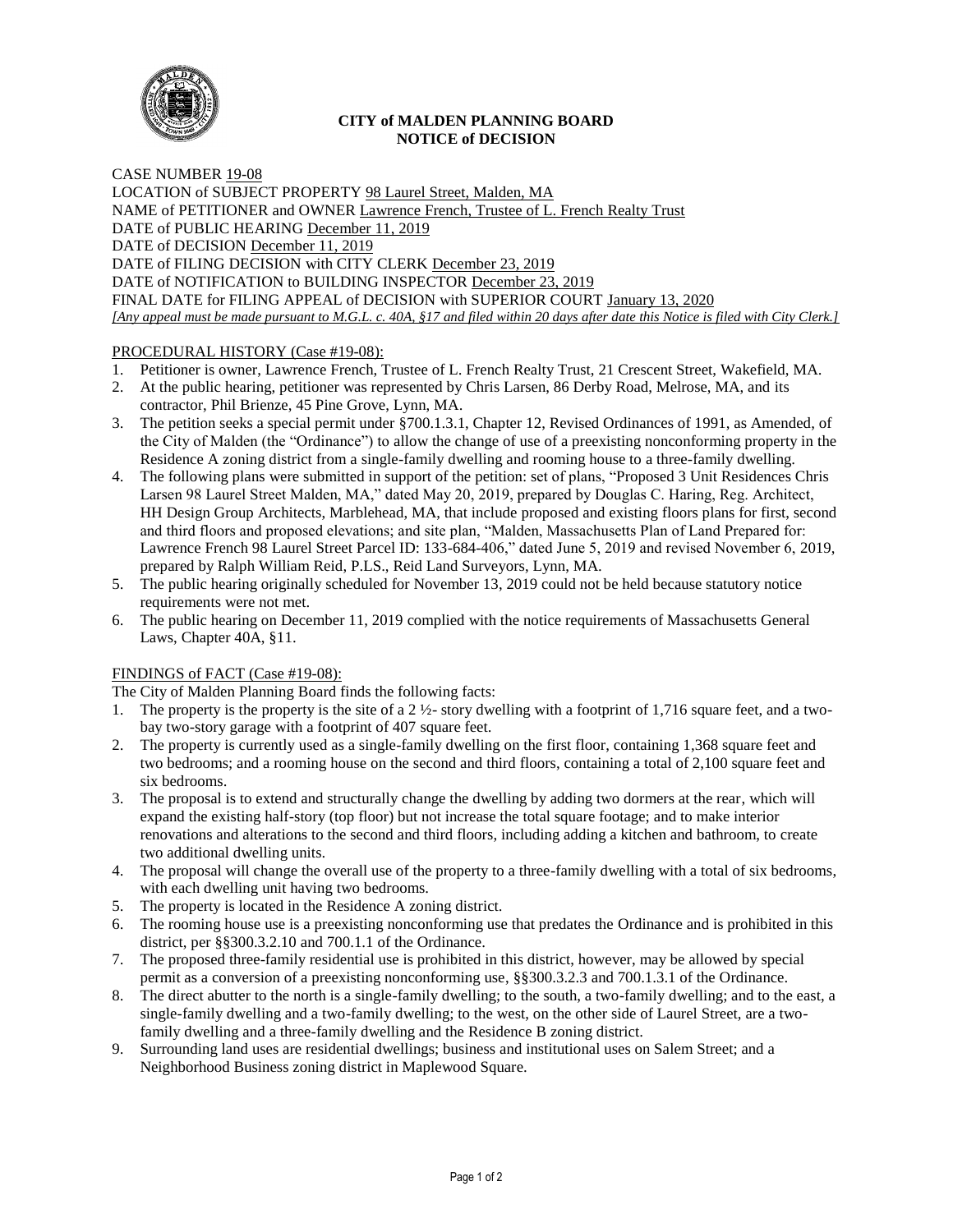# CITY of MALDEN PLANNING BOARD
## NOTICE of DECISION

CASE NUMBER 19-08
LOCATION of SUBJECT PROPERTY 98 Laurel Street, Malden, MA
NAME of PETITIONER and OWNER Lawrence French, Trustee of L. French Realty Trust
DATE of PUBLIC HEARING December 11, 2019
DATE of DECISION December 11, 2019
DATE of FILING DECISION with CITY CLERK December 23, 2019
DATE of NOTIFICATION to BUILDING INSPECTOR December 23, 2019
FINAL DATE for FILING APPEAL of DECISION with SUPERIOR COURT January 13, 2020
*[Any appeal must be made pursuant to M.G.L. c. 40A, §17 and filed within 20 days after date this Notice is filed with City Clerk.]*

PROCEDURAL HISTORY (Case #19-08):

1. Petitioner is owner, Lawrence French, Trustee of L. French Realty Trust, 21 Crescent Street, Wakefield, MA.
2. At the public hearing, petitioner was represented by Chris Larsen, 86 Derby Road, Melrose, MA, and its contractor, Phil Brienze, 45 Pine Grove, Lynn, MA.
3. The petition seeks a special permit under §700.1.3.1, Chapter 12, Revised Ordinances of 1991, as Amended, of the City of Malden (the "Ordinance") to allow the change of use of a preexisting nonconforming property in the Residence A zoning district from a single-family dwelling and rooming house to a three-family dwelling.
4. The following plans were submitted in support of the petition: set of plans, "Proposed 3 Unit Residences Chris Larsen 98 Laurel Street Malden, MA," dated May 20, 2019, prepared by Douglas C. Haring, Reg. Architect, HH Design Group Architects, Marblehead, MA, that include proposed and existing floors plans for first, second and third floors and proposed elevations; and site plan, "Malden, Massachusetts Plan of Land Prepared for: Lawrence French 98 Laurel Street Parcel ID: 133-684-406," dated June 5, 2019 and revised November 6, 2019, prepared by Ralph William Reid, P.LS., Reid Land Surveyors, Lynn, MA.
5. The public hearing originally scheduled for November 13, 2019 could not be held because statutory notice requirements were not met.
6. The public hearing on December 11, 2019 complied with the notice requirements of Massachusetts General Laws, Chapter 40A, §11.

FINDINGS of FACT (Case #19-08):

The City of Malden Planning Board finds the following facts:

1. The property is the property is the site of a 2 ½- story dwelling with a footprint of 1,716 square feet, and a two-bay two-story garage with a footprint of 407 square feet.
2. The property is currently used as a single-family dwelling on the first floor, containing 1,368 square feet and two bedrooms; and a rooming house on the second and third floors, containing a total of 2,100 square feet and six bedrooms.
3. The proposal is to extend and structurally change the dwelling by adding two dormers at the rear, which will expand the existing half-story (top floor) but not increase the total square footage; and to make interior renovations and alterations to the second and third floors, including adding a kitchen and bathroom, to create two additional dwelling units.
4. The proposal will change the overall use of the property to a three-family dwelling with a total of six bedrooms, with each dwelling unit having two bedrooms.
5. The property is located in the Residence A zoning district.
6. The rooming house use is a preexisting nonconforming use that predates the Ordinance and is prohibited in this district, per §§300.3.2.10 and 700.1.1 of the Ordinance.
7. The proposed three-family residential use is prohibited in this district, however, may be allowed by special permit as a conversion of a preexisting nonconforming use, §§300.3.2.3 and 700.1.3.1 of the Ordinance.
8. The direct abutter to the north is a single-family dwelling; to the south, a two-family dwelling; and to the east, a single-family dwelling and a two-family dwelling; to the west, on the other side of Laurel Street, are a two-family dwelling and a three-family dwelling and the Residence B zoning district.
9. Surrounding land uses are residential dwellings; business and institutional uses on Salem Street; and a Neighborhood Business zoning district in Maplewood Square.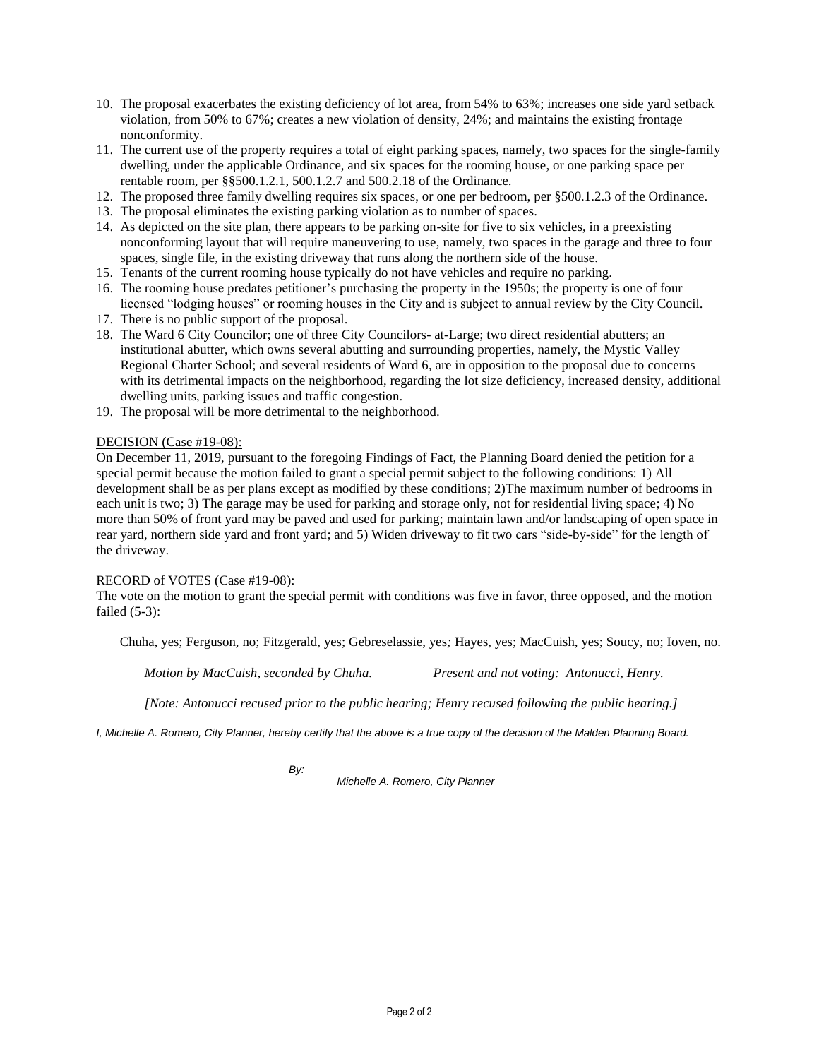10. The proposal exacerbates the existing deficiency of lot area, from 54% to 63%; increases one side yard setback violation, from 50% to 67%; creates a new violation of density, 24%; and maintains the existing frontage nonconformity.
11. The current use of the property requires a total of eight parking spaces, namely, two spaces for the single-family dwelling, under the applicable Ordinance, and six spaces for the rooming house, or one parking space per rentable room, per §§500.1.2.1, 500.1.2.7 and 500.2.18 of the Ordinance.
12. The proposed three family dwelling requires six spaces, or one per bedroom, per §500.1.2.3 of the Ordinance.
13. The proposal eliminates the existing parking violation as to number of spaces.
14. As depicted on the site plan, there appears to be parking on-site for five to six vehicles, in a preexisting nonconforming layout that will require maneuvering to use, namely, two spaces in the garage and three to four spaces, single file, in the existing driveway that runs along the northern side of the house.
15. Tenants of the current rooming house typically do not have vehicles and require no parking.
16. The rooming house predates petitioner's purchasing the property in the 1950s; the property is one of four licensed "lodging houses" or rooming houses in the City and is subject to annual review by the City Council.
17. There is no public support of the proposal.
18. The Ward 6 City Councilor; one of three City Councilors- at-Large; two direct residential abutters; an institutional abutter, which owns several abutting and surrounding properties, namely, the Mystic Valley Regional Charter School; and several residents of Ward 6, are in opposition to the proposal due to concerns with its detrimental impacts on the neighborhood, regarding the lot size deficiency, increased density, additional dwelling units, parking issues and traffic congestion.
19. The proposal will be more detrimental to the neighborhood.

DECISION (Case #19-08):

On December 11, 2019, pursuant to the foregoing Findings of Fact, the Planning Board denied the petition for a special permit because the motion failed to grant a special permit subject to the following conditions: 1) All development shall be as per plans except as modified by these conditions; 2)The maximum number of bedrooms in each unit is two; 3) The garage may be used for parking and storage only, not for residential living space; 4) No more than 50% of front yard may be paved and used for parking; maintain lawn and/or landscaping of open space in rear yard, northern side yard and front yard; and 5) Widen driveway to fit two cars "side-by-side" for the length of the driveway.

RECORD of VOTES (Case #19-08):

The vote on the motion to grant the special permit with conditions was five in favor, three opposed, and the motion failed (5-3):

Chuha, yes; Ferguson, no; Fitzgerald, yes; Gebreselassie, yes; Hayes, yes; MacCuish, yes; Soucy, no; Ioven, no.

*Motion by MacCuish, seconded by Chuha.* *Present and not voting: Antonucci, Henry.*

*[Note: Antonucci recused prior to the public hearing; Henry recused following the public hearing.]*

*I, Michelle A. Romero, City Planner, hereby certify that the above is a true copy of the decision of the Malden Planning Board.*

*By: \_\_\_\_\_\_\_\_\_\_\_\_\_\_\_\_\_\_\_\_\_\_\_\_\_\_\_\_\_\_\_\_\_\_*
*Michelle A. Romero, City Planner*